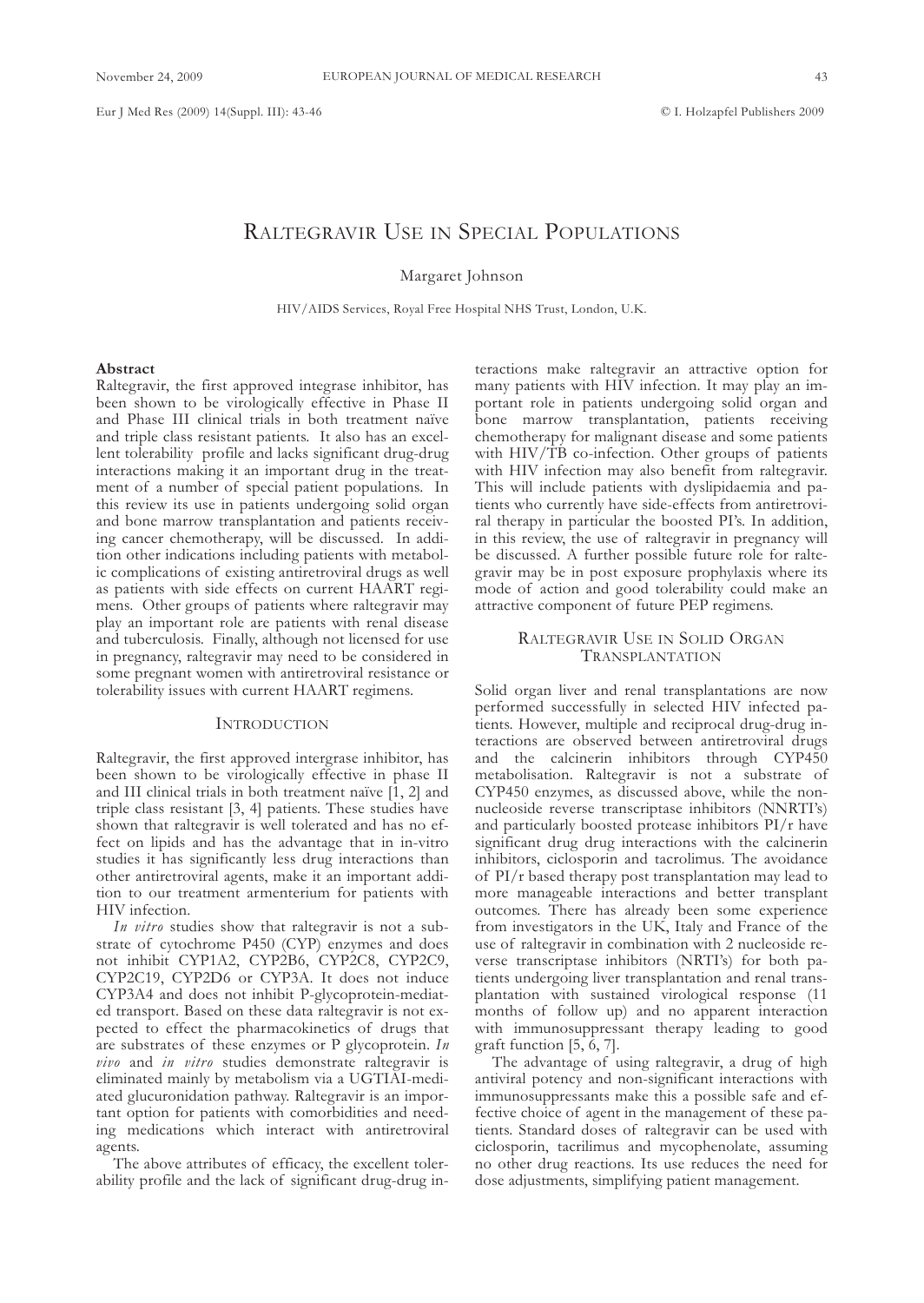# Raltegravir Use in Special Populations

Margaret Johnson

HIV/AIDS Services, Royal Free Hospital NHS Trust, London, U.K.

## Abstract

Raltegravir, the first approved integrase inhibitor, has been shown to be virologically effective in Phase II and Phase III clinical trials in both treatment naïve and triple class resistant patients. It also has an excellent tolerability profile and lacks significant drug-drug interactions making it an important drug in the treatment of a number of special patient populations. In this review its use in patients undergoing solid organ and bone marrow transplantation and patients receiving cancer chemotherapy, will be discussed. In addition other indications including patients with metabolic complications of existing antiretroviral drugs as well as patients with side effects on current HAART regimens. Other groups of patients where raltegravir may play an important role are patients with renal disease and tuberculosis. Finally, although not licensed for use in pregnancy, raltegravir may need to be considered in some pregnant women with antiretroviral resistance or tolerability issues with current HAART regimens.

## Introduction

Raltegravir, the first approved intergrase inhibitor, has been shown to be virologically effective in phase II and III clinical trials in both treatment naïve [1, 2] and triple class resistant [3, 4] patients. These studies have shown that raltegravir is well tolerated and has no effect on lipids and has the advantage that in in-vitro studies it has significantly less drug interactions than other antiretroviral agents, make it an important addition to our treatment armenterium for patients with HIV infection.

*In vitro* studies show that raltegravir is not a substrate of cytochrome P450 (CYP) enzymes and does not inhibit CYP1A2, CYP2B6, CYP2C8, CYP2C9, CYP2C19, CYP2D6 or CYP3A. It does not induce CYP3A4 and does not inhibit P-glycoprotein-mediated transport. Based on these data raltegravir is not expected to effect the pharmacokinetics of drugs that are substrates of these enzymes or P glycoprotein. *In vivo* and *in vitro* studies demonstrate raltegravir is eliminated mainly by metabolism via a UGTIAI-mediated glucuronidation pathway. Raltegravir is an important option for patients with comorbidities and needing medications which interact with antiretroviral agents.

The above attributes of efficacy, the excellent tolerability profile and the lack of significant drug-drug interactions make raltegravir an attractive option for many patients with HIV infection. It may play an important role in patients undergoing solid organ and bone marrow transplantation, patients receiving chemotherapy for malignant disease and some patients with HIV/TB co-infection. Other groups of patients with HIV infection may also benefit from raltegravir. This will include patients with dyslipidaemia and patients who currently have side-effects from antiretroviral therapy in particular the boosted PI's. In addition, in this review, the use of raltegravir in pregnancy will be discussed. A further possible future role for raltegravir may be in post exposure prophylaxis where its mode of action and good tolerability could make an attractive component of future PEP regimens.

## Raltegravir Use in Solid Organ Transplantation

Solid organ liver and renal transplantations are now performed successfully in selected HIV infected patients. However, multiple and reciprocal drug-drug interactions are observed between antiretroviral drugs and the calcinerin inhibitors through CYP450 metabolisation. Raltegravir is not a substrate of CYP450 enzymes, as discussed above, while the non-nucleoside reverse transcriptase inhibitors (NNRTI's) and particularly boosted protease inhibitors PI/r have significant drug drug interactions with the calcinerin inhibitors, ciclosporin and tacrolimus. The avoidance of PI/r based therapy post transplantation may lead to more manageable interactions and better transplant outcomes. There has already been some experience from investigators in the UK, Italy and France of the use of raltegravir in combination with 2 nucleoside reverse transcriptase inhibitors (NRTI's) for both patients undergoing liver transplantation and renal transplantation with sustained virological response (11 months of follow up) and no apparent interaction with immunosuppressant therapy leading to good graft function [5, 6, 7].

The advantage of using raltegravir, a drug of high antiviral potency and non-significant interactions with immunosuppressants make this a possible safe and effective choice of agent in the management of these patients. Standard doses of raltegravir can be used with ciclosporin, tacrilimus and mycophenolate, assuming no other drug reactions. Its use reduces the need for dose adjustments, simplifying patient management.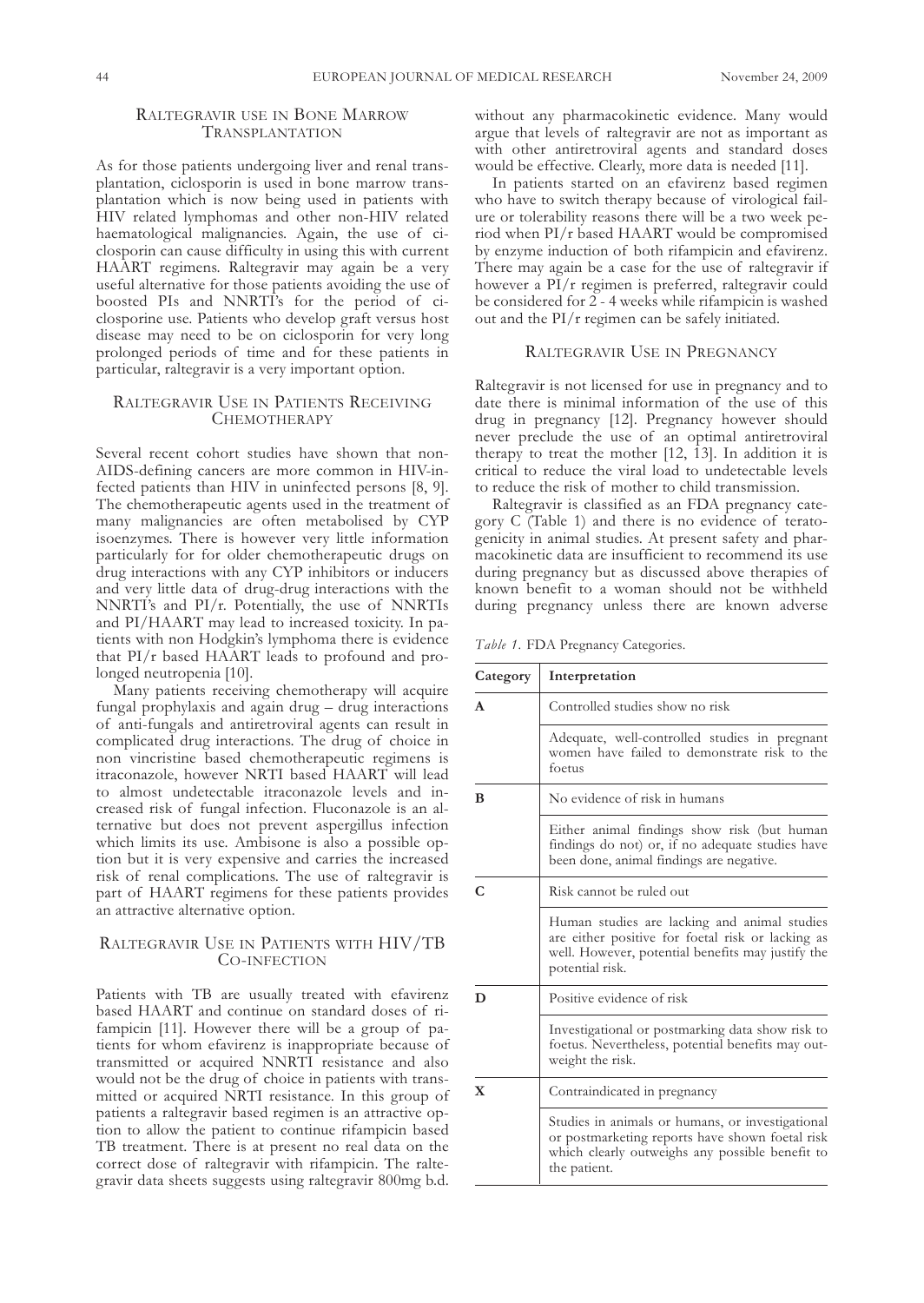## Raltegravir use in Bone Marrow Transplantation

As for those patients undergoing liver and renal transplantation, ciclosporin is used in bone marrow transplantation which is now being used in patients with HIV related lymphomas and other non-HIV related haematological malignancies. Again, the use of ciclosporin can cause difficulty in using this with current HAART regimens. Raltegravir may again be a very useful alternative for those patients avoiding the use of boosted PIs and NNRTI's for the period of ciclosporine use. Patients who develop graft versus host disease may need to be on ciclosporin for very long prolonged periods of time and for these patients in particular, raltegravir is a very important option.

## Raltegravir Use in Patients Receiving Chemotherapy

Several recent cohort studies have shown that non-AIDS-defining cancers are more common in HIV-infected patients than HIV in uninfected persons [8, 9]. The chemotherapeutic agents used in the treatment of many malignancies are often metabolised by CYP isoenzymes. There is however very little information particularly for for older chemotherapeutic drugs on drug interactions with any CYP inhibitors or inducers and very little data of drug-drug interactions with the NNRTI's and PI/r. Potentially, the use of NNRTIs and PI/HAART may lead to increased toxicity. In patients with non Hodgkin's lymphoma there is evidence that PI/r based HAART leads to profound and prolonged neutropenia [10].

Many patients receiving chemotherapy will acquire fungal prophylaxis and again drug – drug interactions of anti-fungals and antiretroviral agents can result in complicated drug interactions. The drug of choice in non vincristine based chemotherapeutic regimens is itraconazole, however NRTI based HAART will lead to almost undetectable itraconazole levels and increased risk of fungal infection. Fluconazole is an alternative but does not prevent aspergillus infection which limits its use. Ambisone is also a possible option but it is very expensive and carries the increased risk of renal complications. The use of raltegravir is part of HAART regimens for these patients provides an attractive alternative option.

## Raltegravir Use in Patients with HIV/TB Co-infection

Patients with TB are usually treated with efavirenz based HAART and continue on standard doses of rifampicin [11]. However there will be a group of patients for whom efavirenz is inappropriate because of transmitted or acquired NNRTI resistance and also would not be the drug of choice in patients with transmitted or acquired NRTI resistance. In this group of patients a raltegravir based regimen is an attractive option to allow the patient to continue rifampicin based TB treatment. There is at present no real data on the correct dose of raltegravir with rifampicin. The raltegravir data sheets suggests using raltegravir 800mg b.d. without any pharmacokinetic evidence. Many would argue that levels of raltegravir are not as important as with other antiretroviral agents and standard doses would be effective. Clearly, more data is needed [11].

In patients started on an efavirenz based regimen who have to switch therapy because of virological failure or tolerability reasons there will be a two week period when PI/r based HAART would be compromised by enzyme induction of both rifampicin and efavirenz. There may again be a case for the use of raltegravir if however a PI/r regimen is preferred, raltegravir could be considered for 2 - 4 weeks while rifampicin is washed out and the PI/r regimen can be safely initiated.

## Raltegravir Use in Pregnancy

Raltegravir is not licensed for use in pregnancy and to date there is minimal information of the use of this drug in pregnancy [12]. Pregnancy however should never preclude the use of an optimal antiretroviral therapy to treat the mother [12, 13]. In addition it is critical to reduce the viral load to undetectable levels to reduce the risk of mother to child transmission.

Raltegravir is classified as an FDA pregnancy category C (Table 1) and there is no evidence of teratogenicity in animal studies. At present safety and pharmacokinetic data are insufficient to recommend its use during pregnancy but as discussed above therapies of known benefit to a woman should not be withheld during pregnancy unless there are known adverse

*Table 1.* FDA Pregnancy Categories.

| Category | Interpretation |
|---|---|
| **A** | Controlled studies show no risk |
| | Adequate, well-controlled studies in pregnant women have failed to demonstrate risk to the foetus |
| **B** | No evidence of risk in humans |
| | Either animal findings show risk (but human findings do not) or, if no adequate studies have been done, animal findings are negative. |
| **C** | Risk cannot be ruled out |
| | Human studies are lacking and animal studies are either positive for foetal risk or lacking as well. However, potential benefits may justify the potential risk. |
| **D** | Positive evidence of risk |
| | Investigational or postmarking data show risk to foetus. Nevertheless, potential benefits may outweight the risk. |
| **X** | Contraindicated in pregnancy |
| | Studies in animals or humans, or investigational or postmarketing reports have shown foetal risk which clearly outweighs any possible benefit to the patient. |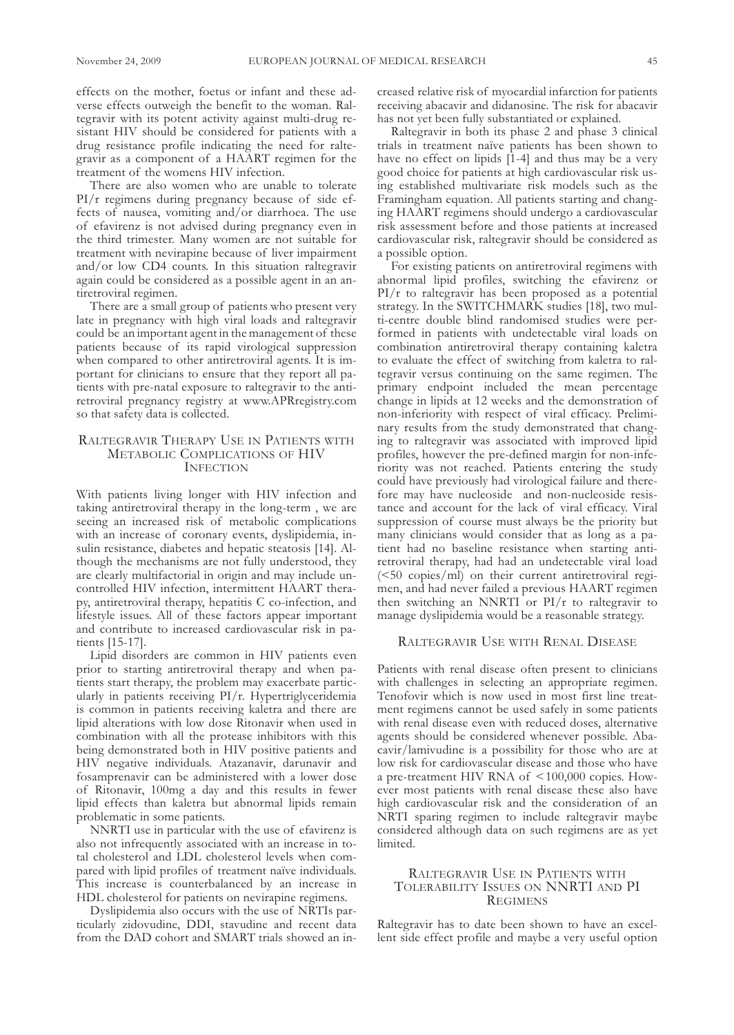effects on the mother, foetus or infant and these adverse effects outweigh the benefit to the woman. Raltegravir with its potent activity against multi-drug resistant HIV should be considered for patients with a drug resistance profile indicating the need for raltegravir as a component of a HAART regimen for the treatment of the womens HIV infection.

There are also women who are unable to tolerate PI/r regimens during pregnancy because of side effects of nausea, vomiting and/or diarrhoea. The use of efavirenz is not advised during pregnancy even in the third trimester. Many women are not suitable for treatment with nevirapine because of liver impairment and/or low CD4 counts. In this situation raltegravir again could be considered as a possible agent in an antiretroviral regimen.

There are a small group of patients who present very late in pregnancy with high viral loads and raltegravir could be an important agent in the management of these patients because of its rapid virological suppression when compared to other antiretroviral agents. It is important for clinicians to ensure that they report all patients with pre-natal exposure to raltegravir to the antiretroviral pregnancy registry at www.APRregistry.com so that safety data is collected.

## Raltegravir Therapy Use in Patients with Metabolic Complications of HIV Infection

With patients living longer with HIV infection and taking antiretroviral therapy in the long-term , we are seeing an increased risk of metabolic complications with an increase of coronary events, dyslipidemia, insulin resistance, diabetes and hepatic steatosis [14]. Although the mechanisms are not fully understood, they are clearly multifactorial in origin and may include uncontrolled HIV infection, intermittent HAART therapy, antiretroviral therapy, hepatitis C co-infection, and lifestyle issues. All of these factors appear important and contribute to increased cardiovascular risk in patients [15-17].

Lipid disorders are common in HIV patients even prior to starting antiretroviral therapy and when patients start therapy, the problem may exacerbate particularly in patients receiving PI/r. Hypertriglyceridemia is common in patients receiving kaletra and there are lipid alterations with low dose Ritonavir when used in combination with all the protease inhibitors with this being demonstrated both in HIV positive patients and HIV negative individuals. Atazanavir, darunavir and fosamprenavir can be administered with a lower dose of Ritonavir, 100mg a day and this results in fewer lipid effects than kaletra but abnormal lipids remain problematic in some patients.

NNRTI use in particular with the use of efavirenz is also not infrequently associated with an increase in total cholesterol and LDL cholesterol levels when compared with lipid profiles of treatment naïve individuals. This increase is counterbalanced by an increase in HDL cholesterol for patients on nevirapine regimens.

Dyslipidemia also occurs with the use of NRTIs particularly zidovudine, DDI, stavudine and recent data from the DAD cohort and SMART trials showed an increased relative risk of myocardial infarction for patients receiving abacavir and didanosine. The risk for abacavir has not yet been fully substantiated or explained.

Raltegravir in both its phase 2 and phase 3 clinical trials in treatment naïve patients has been shown to have no effect on lipids [1-4] and thus may be a very good choice for patients at high cardiovascular risk using established multivariate risk models such as the Framingham equation. All patients starting and changing HAART regimens should undergo a cardiovascular risk assessment before and those patients at increased cardiovascular risk, raltegravir should be considered as a possible option.

For existing patients on antiretroviral regimens with abnormal lipid profiles, switching the efavirenz or PI/r to raltegravir has been proposed as a potential strategy. In the SWITCHMARK studies [18], two multi-centre double blind randomised studies were performed in patients with undetectable viral loads on combination antiretroviral therapy containing kaletra to evaluate the effect of switching from kaletra to raltegravir versus continuing on the same regimen. The primary endpoint included the mean percentage change in lipids at 12 weeks and the demonstration of non-inferiority with respect of viral efficacy. Preliminary results from the study demonstrated that changing to raltegravir was associated with improved lipid profiles, however the pre-defined margin for non-inferiority was not reached. Patients entering the study could have previously had virological failure and therefore may have nucleoside and non-nucleoside resistance and account for the lack of viral efficacy. Viral suppression of course must always be the priority but many clinicians would consider that as long as a patient had no baseline resistance when starting antiretroviral therapy, had had an undetectable viral load (<50 copies/ml) on their current antiretroviral regimen, and had never failed a previous HAART regimen then switching an NNRTI or PI/r to raltegravir to manage dyslipidemia would be a reasonable strategy.

## Raltegravir Use with Renal Disease

Patients with renal disease often present to clinicians with challenges in selecting an appropriate regimen. Tenofovir which is now used in most first line treatment regimens cannot be used safely in some patients with renal disease even with reduced doses, alternative agents should be considered whenever possible. Abacavir/lamivudine is a possibility for those who are at low risk for cardiovascular disease and those who have a pre-treatment HIV RNA of <100,000 copies. However most patients with renal disease these also have high cardiovascular risk and the consideration of an NRTI sparing regimen to include raltegravir maybe considered although data on such regimens are as yet limited.

## Raltegravir Use in Patients with Tolerability Issues on NNRTI and PI Regimens

Raltegravir has to date been shown to have an excellent side effect profile and maybe a very useful option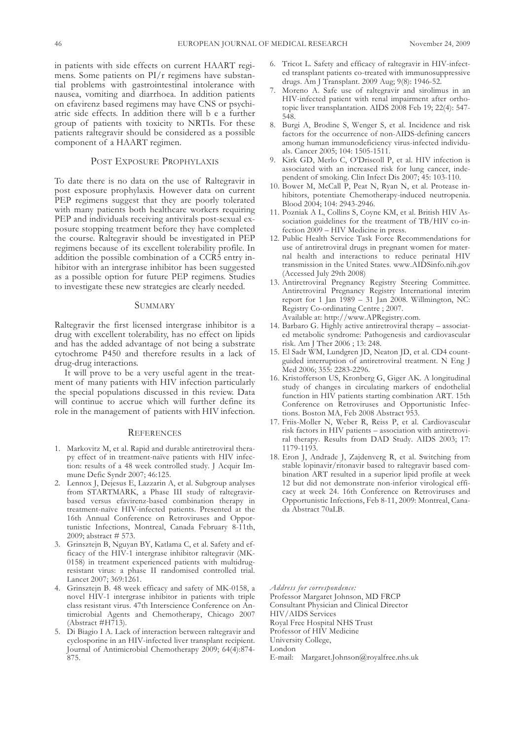in patients with side effects on current HAART regimens. Some patients on PI/r regimens have substantial problems with gastrointestinal intolerance with nausea, vomiting and diarrhoea. In addition patients on efavirenz based regimens may have CNS or psychiatric side effects. In addition there will b e a further group of patients with toxicity to NRTIs. For these patients raltegravir should be considered as a possible component of a HAART regimen.

## Post Exposure Prophylaxis

To date there is no data on the use of Raltegravir in post exposure prophylaxis. However data on current PEP regimens suggest that they are poorly tolerated with many patients both healthcare workers requiring PEP and individuals receiving antivirals post-sexual exposure stopping treatment before they have completed the course. Raltegravir should be investigated in PEP regimens because of its excellent tolerability profile. In addition the possible combination of a CCR5 entry inhibitor with an intergrase inhibitor has been suggested as a possible option for future PEP regimens. Studies to investigate these new strategies are clearly needed.

## Summary

Raltegravir the first licensed intergrase inhibitor is a drug with excellent tolerability, has no effect on lipids and has the added advantage of not being a substrate cytochrome P450 and therefore results in a lack of drug-drug interactions.

It will prove to be a very useful agent in the treatment of many patients with HIV infection particularly the special populations discussed in this review. Data will continue to accrue which will further define its role in the management of patients with HIV infection.

## References

1. Markovitz M, et al. Rapid and durable antiretroviral therapy effect of in treatment-naïve patients with HIV infection: results of a 48 week controlled study. J Acquir Immune Defic Syndr 2007; 46:125.
2. Lennox J, Dejesus E, Lazzarin A, et al. Subgroup analyses from STARTMARK, a Phase III study of raltegravir-based versus efavirenz-based combination therapy in treatment-naïve HIV-infected patients. Presented at the 16th Annual Conference on Retroviruses and Opportunistic Infections, Montreal, Canada February 8-11th, 2009; abstract # 573.
3. Grinsztejn B, Nguyan BY, Katlama C, et al. Safety and efficacy of the HIV-1 intergrase inhibitor raltegravir (MK-0158) in treatment experienced patients with multidrug-resistant virus: a phase II randomised controlled trial. Lancet 2007; 369:1261.
4. Grinsztejn B. 48 week efficacy and safety of MK-0158, a novel HIV-1 intergrase inhibitor in patients with triple class resistant virus. 47th Interscience Conference on Antimicrobial Agents and Chemotherapy, Chicago 2007 (Abstract #H713).
5. Di Biagio I A. Lack of interaction between raltegravir and cyclosporine in an HIV-infected liver transplant recipient. Journal of Antimicrobial Chemotherapy 2009; 64(4):874-875.
6. Tricot L. Safety and efficacy of raltegravir in HIV-infected transplant patients co-treated with immunosuppressive drugs. Am J Transplant. 2009 Aug; 9(8): 1946-52.
7. Moreno A. Safe use of raltegravir and sirolimus in an HIV-infected patient with renal impairment after orthotopic liver transplantation. AIDS 2008 Feb 19; 22(4): 547-548.
8. Burgi A, Brodine S, Wenger S, et al. Incidence and risk factors for the occurrence of non-AIDS-defining cancers among human immunodeficiency virus-infected individuals. Cancer 2005; 104: 1505-1511.
9. Kirk GD, Merlo C, O'Driscoll P, et al. HIV infection is associated with an increased risk for lung cancer, independent of smoking. Clin Infect Dis 2007; 45: 103-110.
10. Bower M, McCall P, Peat N, Ryan N, et al. Protease inhibitors, potentiate Chemotherapy-induced neutropenia. Blood 2004; 104: 2943-2946.
11. Pozniak A L, Collins S, Coyne KM, et al. British HIV Association guidelines for the treatment of TB/HIV co-infection 2009 – HIV Medicine in press.
12. Public Health Service Task Force Recommendations for use of antiretroviral drugs in pregnant women for maternal health and interactions to reduce perinatal HIV transmission in the United States. www.AIDSinfo.nih.gov (Accessed July 29th 2008)
13. Antiretroviral Pregnancy Registry Steering Committee. Antiretroviral Pregnancy Registry International interim report for 1 Jan 1989 – 31 Jan 2008. Willmington, NC: Registry Co-ordinating Centre ; 2007. Available at: http://www.APRegistry.com.
14. Barbaro G. Highly active antiretroviral therapy – associated metabolic syndrome: Pathogenesis and cardiovascular risk. Am J Ther 2006 ; 13: 248.
15. El Sadr WM, Lundgren JD, Neaton JD, et al. CD4 count-guided interruption of antiretroviral treatment. N Eng J Med 2006; 355: 2283-2296.
16. Kristofferson US, Kronberg G, Giger AK. A longitudinal study of changes in circulating markers of endothelial function in HIV patients starting combination ART. 15th Conference on Retroviruses and Opportunistic Infections. Boston MA, Feb 2008 Abstract 953.
17. Friis-Moller N, Weber R, Reiss P, et al. Cardiovascular risk factors in HIV patients – association with antiretroviral therapy. Results from DAD Study. AIDS 2003; 17: 1179-1193.
18. Eron J, Andrade J, Zajdenverg R, et al. Switching from stable lopinavir/ritonavir based to raltegravir based combination ART resulted in a superior lipid profile at week 12 but did not demonstrate non-inferior virological efficacy at week 24. 16th Conference on Retroviruses and Opportunistic Infections, Feb 8-11, 2009: Montreal, Canada Abstract 70aLB.

*Address for correspondence:*
Professor Margaret Johnson, MD FRCP
Consultant Physician and Clinical Director
HIV/AIDS Services
Royal Free Hospital NHS Trust
Professor of HIV Medicine
University College,
London
E-mail: Margaret.Johnson@royalfree.nhs.uk